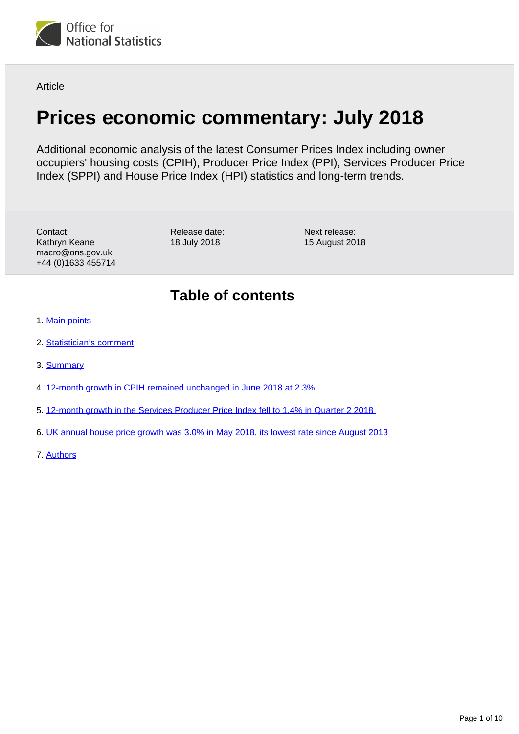Office for National Statistics

Article

# Prices economic commentary: July 2018

Additional economic analysis of the latest Consumer Prices Index including owner occupiers' housing costs (CPIH), Producer Price Index (PPI), Services Producer Price Index (SPPI) and House Price Index (HPI) statistics and long-term trends.

Contact:
Kathryn Keane
macro@ons.gov.uk
+44 (0)1633 455714

Release date:
18 July 2018

Next release:
15 August 2018

## Table of contents

1. Main points
2. Statistician's comment
3. Summary
4. 12-month growth in CPIH remained unchanged in June 2018 at 2.3%
5. 12-month growth in the Services Producer Price Index fell to 1.4% in Quarter 2 2018
6. UK annual house price growth was 3.0% in May 2018, its lowest rate since August 2013
7. Authors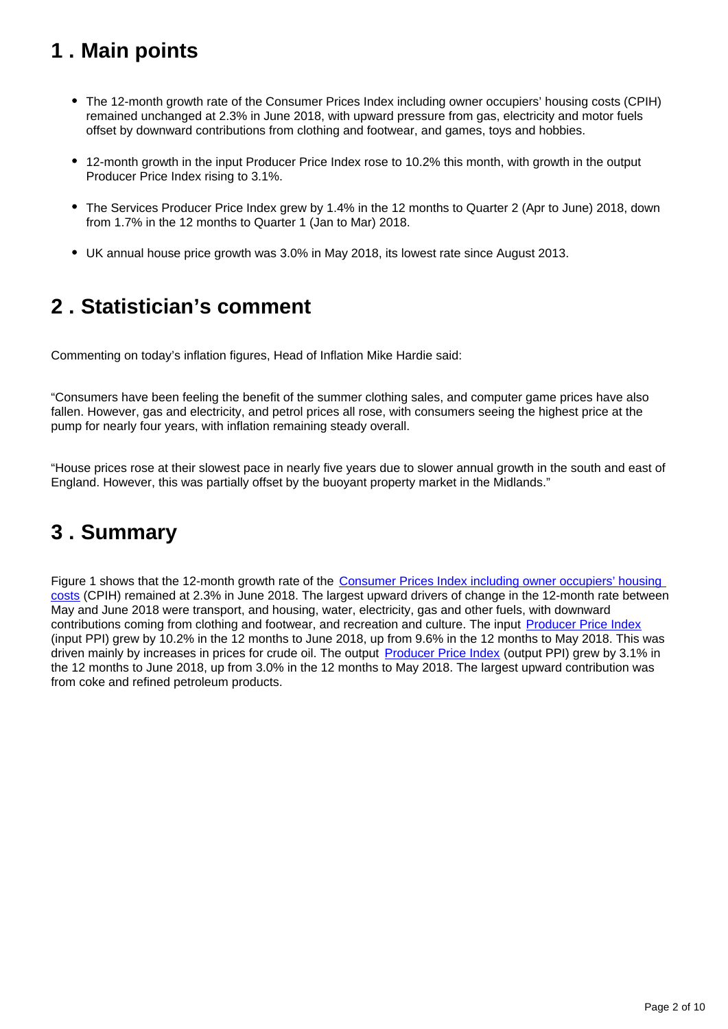## 1 . Main points

- The 12-month growth rate of the Consumer Prices Index including owner occupiers' housing costs (CPIH) remained unchanged at 2.3% in June 2018, with upward pressure from gas, electricity and motor fuels offset by downward contributions from clothing and footwear, and games, toys and hobbies.
- 12-month growth in the input Producer Price Index rose to 10.2% this month, with growth in the output Producer Price Index rising to 3.1%.
- The Services Producer Price Index grew by 1.4% in the 12 months to Quarter 2 (Apr to June) 2018, down from 1.7% in the 12 months to Quarter 1 (Jan to Mar) 2018.
- UK annual house price growth was 3.0% in May 2018, its lowest rate since August 2013.

## 2 . Statistician's comment

Commenting on today's inflation figures, Head of Inflation Mike Hardie said:

"Consumers have been feeling the benefit of the summer clothing sales, and computer game prices have also fallen. However, gas and electricity, and petrol prices all rose, with consumers seeing the highest price at the pump for nearly four years, with inflation remaining steady overall.

"House prices rose at their slowest pace in nearly five years due to slower annual growth in the south and east of England. However, this was partially offset by the buoyant property market in the Midlands."

## 3 . Summary

Figure 1 shows that the 12-month growth rate of the Consumer Prices Index including owner occupiers' housing costs (CPIH) remained at 2.3% in June 2018. The largest upward drivers of change in the 12-month rate between May and June 2018 were transport, and housing, water, electricity, gas and other fuels, with downward contributions coming from clothing and footwear, and recreation and culture. The input Producer Price Index (input PPI) grew by 10.2% in the 12 months to June 2018, up from 9.6% in the 12 months to May 2018. This was driven mainly by increases in prices for crude oil. The output Producer Price Index (output PPI) grew by 3.1% in the 12 months to June 2018, up from 3.0% in the 12 months to May 2018. The largest upward contribution was from coke and refined petroleum products.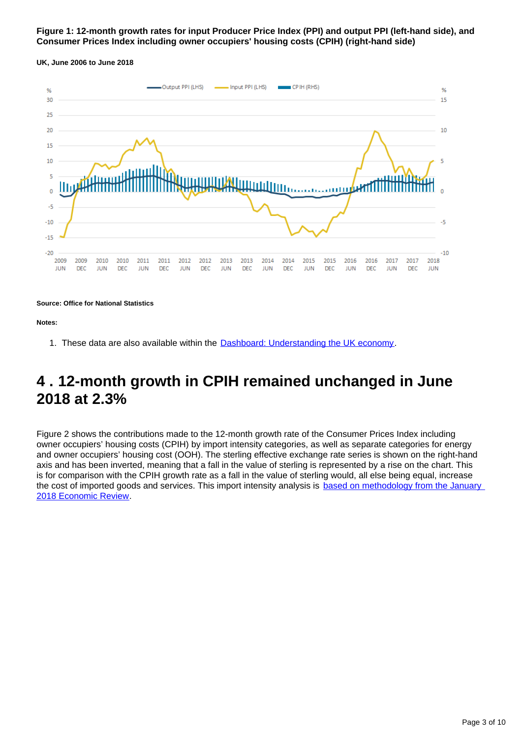**Figure 1: 12-month growth rates for input Producer Price Index (PPI) and output PPI (left-hand side), and Consumer Prices Index including owner occupiers' housing costs (CPIH) (right-hand side)**

**UK, June 2006 to June 2018**

**Source: Office for National Statistics**

**Notes:**

1. These data are also available within the Dashboard: Understanding the UK economy.

## 4 . 12-month growth in CPIH remained unchanged in June 2018 at 2.3%

Figure 2 shows the contributions made to the 12-month growth rate of the Consumer Prices Index including owner occupiers' housing costs (CPIH) by import intensity categories, as well as separate categories for energy and owner occupiers' housing cost (OOH). The sterling effective exchange rate series is shown on the right-hand axis and has been inverted, meaning that a fall in the value of sterling is represented by a rise on the chart. This is for comparison with the CPIH growth rate as a fall in the value of sterling would, all else being equal, increase the cost of imported goods and services. This import intensity analysis is based on methodology from the January 2018 Economic Review.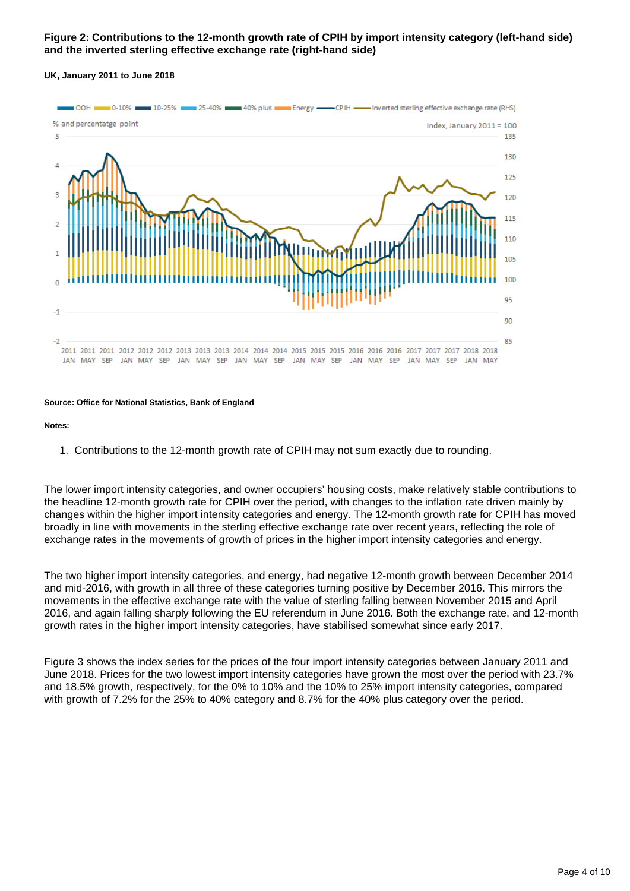**Figure 2: Contributions to the 12-month growth rate of CPIH by import intensity category (left-hand side) and the inverted sterling effective exchange rate (right-hand side)**

**UK, January 2011 to June 2018**

**Source: Office for National Statistics, Bank of England**

**Notes:**

1. Contributions to the 12-month growth rate of CPIH may not sum exactly due to rounding.

The lower import intensity categories, and owner occupiers' housing costs, make relatively stable contributions to the headline 12-month growth rate for CPIH over the period, with changes to the inflation rate driven mainly by changes within the higher import intensity categories and energy. The 12-month growth rate for CPIH has moved broadly in line with movements in the sterling effective exchange rate over recent years, reflecting the role of exchange rates in the movements of growth of prices in the higher import intensity categories and energy.

The two higher import intensity categories, and energy, had negative 12-month growth between December 2014 and mid-2016, with growth in all three of these categories turning positive by December 2016. This mirrors the movements in the effective exchange rate with the value of sterling falling between November 2015 and April 2016, and again falling sharply following the EU referendum in June 2016. Both the exchange rate, and 12-month growth rates in the higher import intensity categories, have stabilised somewhat since early 2017.

Figure 3 shows the index series for the prices of the four import intensity categories between January 2011 and June 2018. Prices for the two lowest import intensity categories have grown the most over the period with 23.7% and 18.5% growth, respectively, for the 0% to 10% and the 10% to 25% import intensity categories, compared with growth of 7.2% for the 25% to 40% category and 8.7% for the 40% plus category over the period.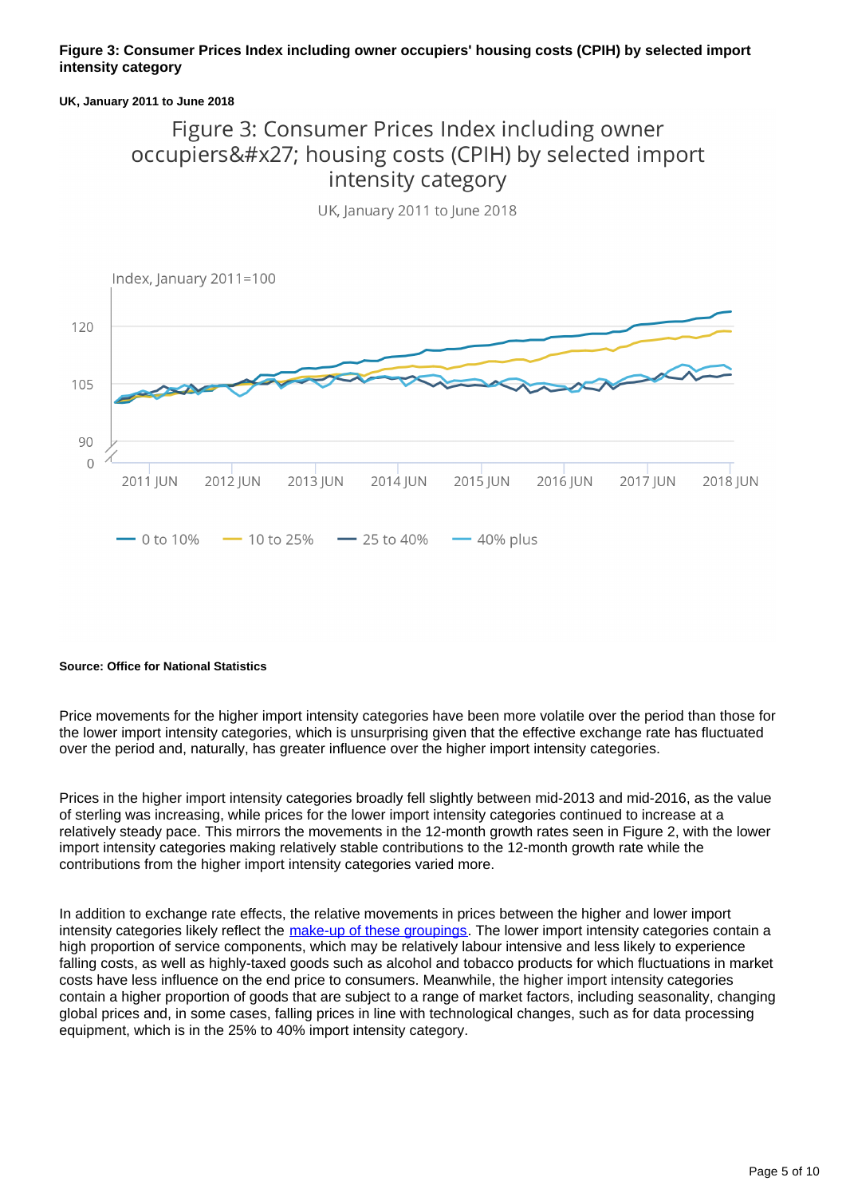**Figure 3: Consumer Prices Index including owner occupiers' housing costs (CPIH) by selected import intensity category**

**UK, January 2011 to June 2018**

**Source: Office for National Statistics**

Price movements for the higher import intensity categories have been more volatile over the period than those for the lower import intensity categories, which is unsurprising given that the effective exchange rate has fluctuated over the period and, naturally, has greater influence over the higher import intensity categories.

Prices in the higher import intensity categories broadly fell slightly between mid-2013 and mid-2016, as the value of sterling was increasing, while prices for the lower import intensity categories continued to increase at a relatively steady pace. This mirrors the movements in the 12-month growth rates seen in Figure 2, with the lower import intensity categories making relatively stable contributions to the 12-month growth rate while the contributions from the higher import intensity categories varied more.

In addition to exchange rate effects, the relative movements in prices between the higher and lower import intensity categories likely reflect the make-up of these groupings. The lower import intensity categories contain a high proportion of service components, which may be relatively labour intensive and less likely to experience falling costs, as well as highly-taxed goods such as alcohol and tobacco products for which fluctuations in market costs have less influence on the end price to consumers. Meanwhile, the higher import intensity categories contain a higher proportion of goods that are subject to a range of market factors, including seasonality, changing global prices and, in some cases, falling prices in line with technological changes, such as for data processing equipment, which is in the 25% to 40% import intensity category.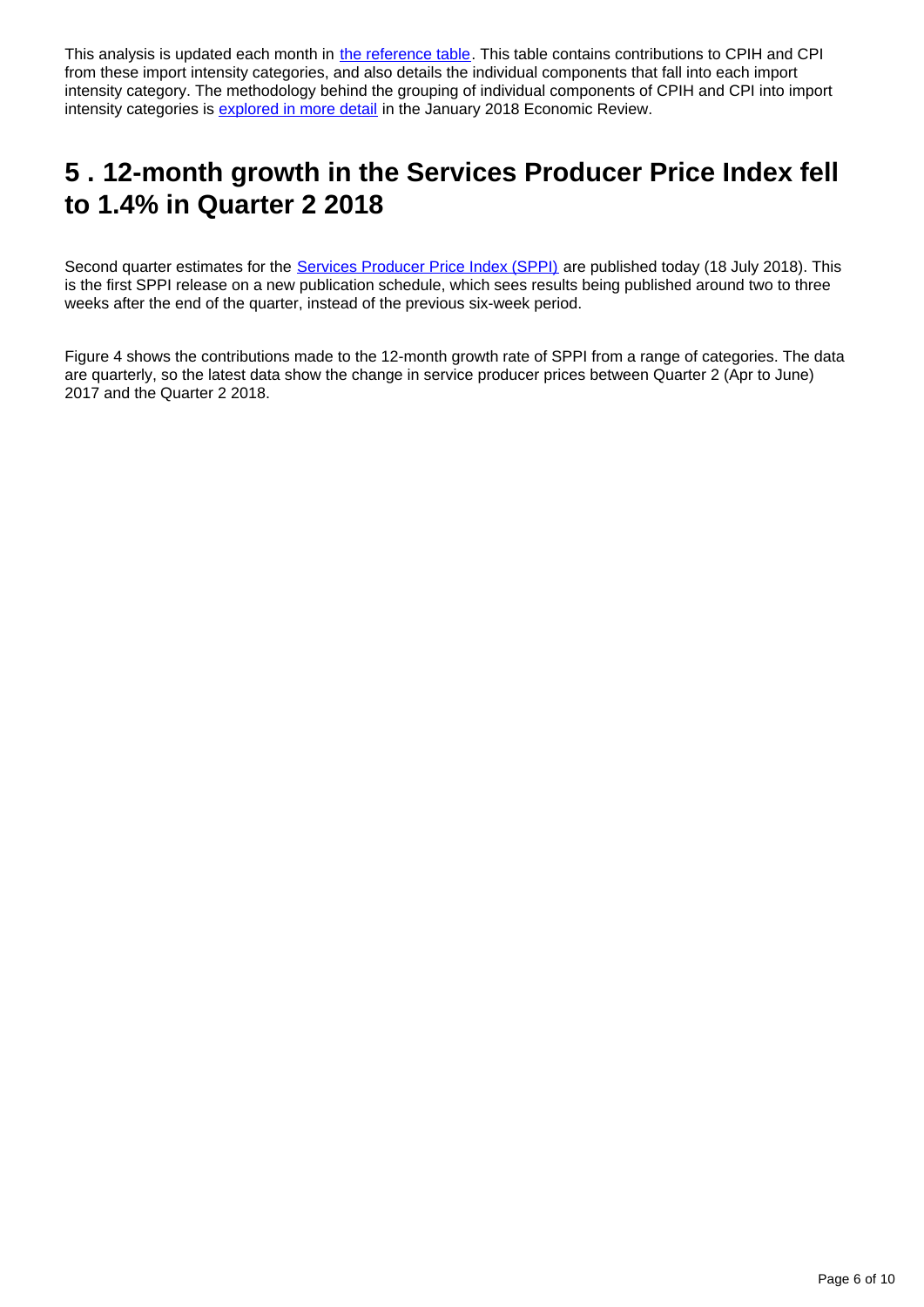This analysis is updated each month in the reference table. This table contains contributions to CPIH and CPI from these import intensity categories, and also details the individual components that fall into each import intensity category. The methodology behind the grouping of individual components of CPIH and CPI into import intensity categories is explored in more detail in the January 2018 Economic Review.

## 5 . 12-month growth in the Services Producer Price Index fell to 1.4% in Quarter 2 2018

Second quarter estimates for the Services Producer Price Index (SPPI) are published today (18 July 2018). This is the first SPPI release on a new publication schedule, which sees results being published around two to three weeks after the end of the quarter, instead of the previous six-week period.

Figure 4 shows the contributions made to the 12-month growth rate of SPPI from a range of categories. The data are quarterly, so the latest data show the change in service producer prices between Quarter 2 (Apr to June) 2017 and the Quarter 2 2018.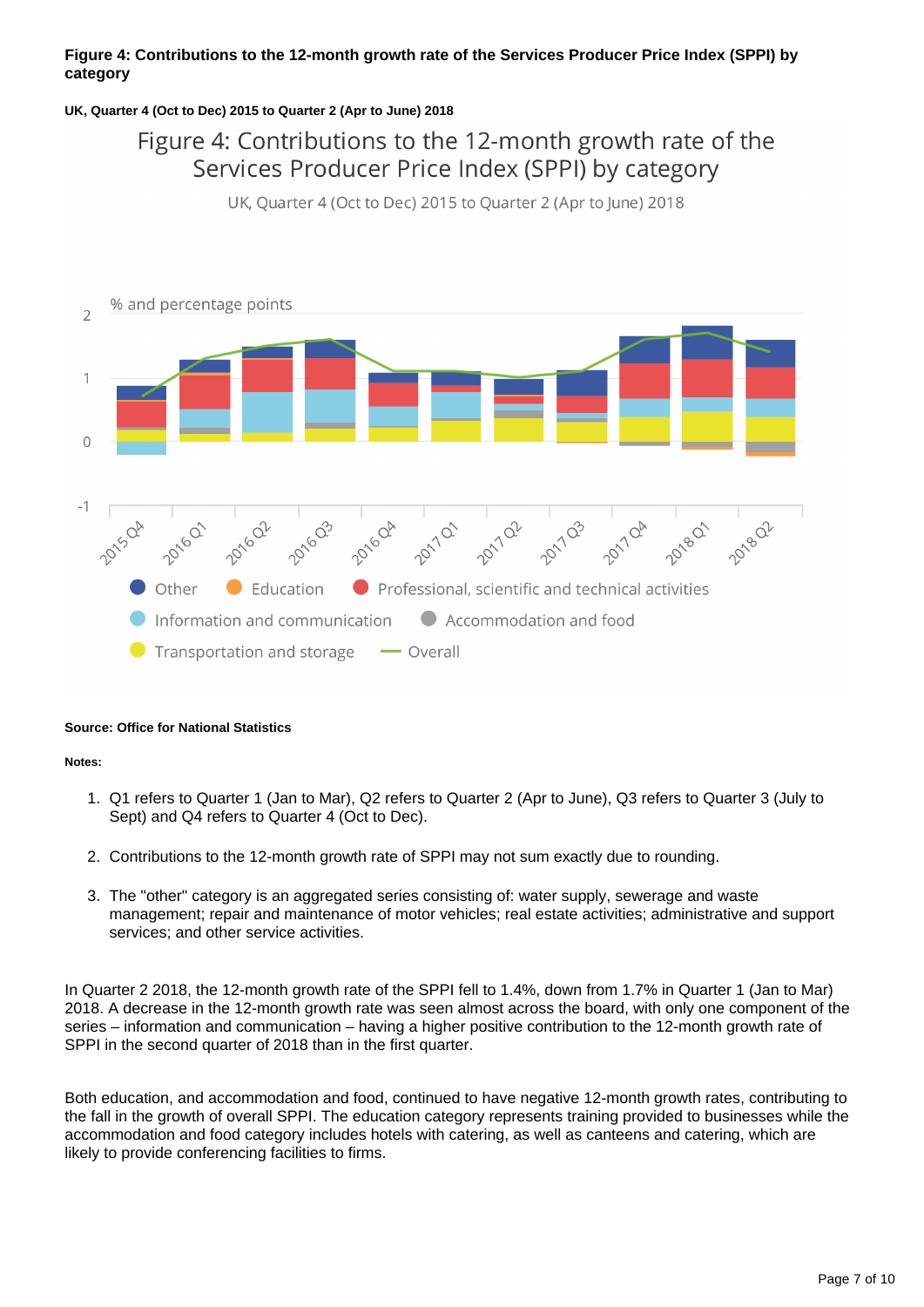**Figure 4: Contributions to the 12-month growth rate of the Services Producer Price Index (SPPI) by category**

**UK, Quarter 4 (Oct to Dec) 2015 to Quarter 2 (Apr to June) 2018**

**Source: Office for National Statistics**

**Notes:**

1. Q1 refers to Quarter 1 (Jan to Mar), Q2 refers to Quarter 2 (Apr to June), Q3 refers to Quarter 3 (July to Sept) and Q4 refers to Quarter 4 (Oct to Dec).
2. Contributions to the 12-month growth rate of SPPI may not sum exactly due to rounding.
3. The "other" category is an aggregated series consisting of: water supply, sewerage and waste management; repair and maintenance of motor vehicles; real estate activities; administrative and support services; and other service activities.

In Quarter 2 2018, the 12-month growth rate of the SPPI fell to 1.4%, down from 1.7% in Quarter 1 (Jan to Mar) 2018. A decrease in the 12-month growth rate was seen almost across the board, with only one component of the series – information and communication – having a higher positive contribution to the 12-month growth rate of SPPI in the second quarter of 2018 than in the first quarter.

Both education, and accommodation and food, continued to have negative 12-month growth rates, contributing to the fall in the growth of overall SPPI. The education category represents training provided to businesses while the accommodation and food category includes hotels with catering, as well as canteens and catering, which are likely to provide conferencing facilities to firms.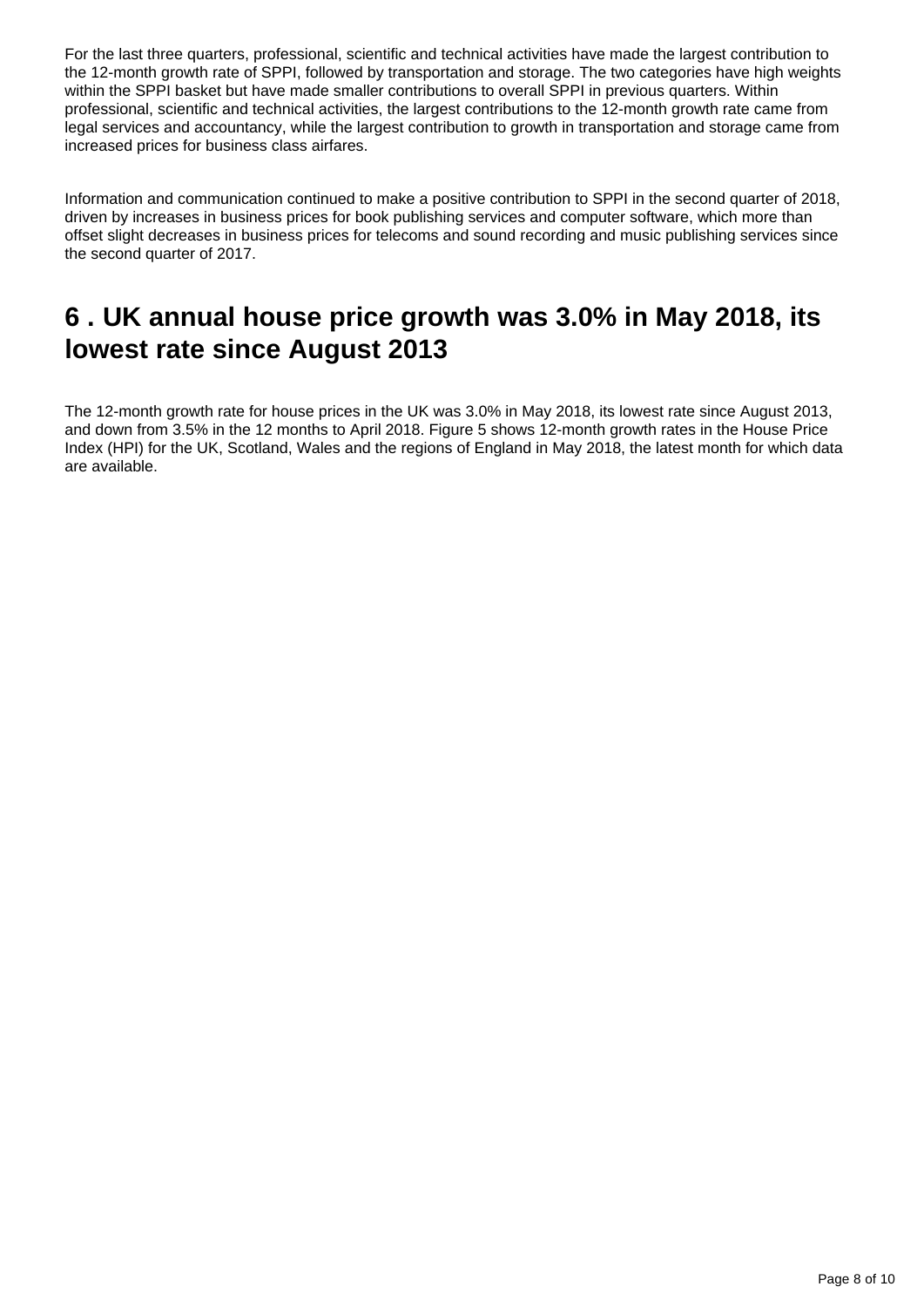For the last three quarters, professional, scientific and technical activities have made the largest contribution to the 12-month growth rate of SPPI, followed by transportation and storage. The two categories have high weights within the SPPI basket but have made smaller contributions to overall SPPI in previous quarters. Within professional, scientific and technical activities, the largest contributions to the 12-month growth rate came from legal services and accountancy, while the largest contribution to growth in transportation and storage came from increased prices for business class airfares.

Information and communication continued to make a positive contribution to SPPI in the second quarter of 2018, driven by increases in business prices for book publishing services and computer software, which more than offset slight decreases in business prices for telecoms and sound recording and music publishing services since the second quarter of 2017.

## 6 . UK annual house price growth was 3.0% in May 2018, its lowest rate since August 2013

The 12-month growth rate for house prices in the UK was 3.0% in May 2018, its lowest rate since August 2013, and down from 3.5% in the 12 months to April 2018. Figure 5 shows 12-month growth rates in the House Price Index (HPI) for the UK, Scotland, Wales and the regions of England in May 2018, the latest month for which data are available.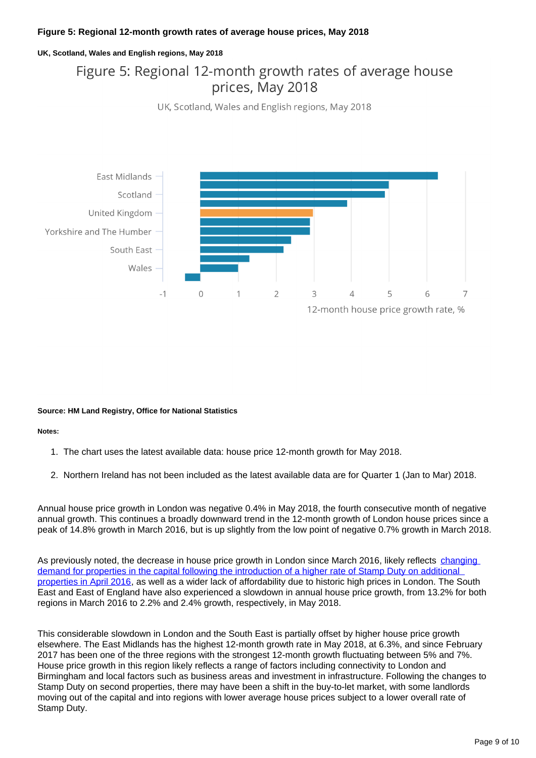#### Figure 5: Regional 12-month growth rates of average house prices, May 2018

##### UK, Scotland, Wales and English regions, May 2018

Figure 5: Regional 12-month growth rates of average house prices, May 2018

UK, Scotland, Wales and English regions, May 2018

East Midlands
Scotland
United Kingdom
Yorkshire and The Humber
South East
Wales

-1 0 1 2 3 4 5 6 7

12-month house price growth rate, %

**Source: HM Land Registry, Office for National Statistics**

**Notes:**

1. The chart uses the latest available data: house price 12-month growth for May 2018.

2. Northern Ireland has not been included as the latest available data are for Quarter 1 (Jan to Mar) 2018.

Annual house price growth in London was negative 0.4% in May 2018, the fourth consecutive month of negative annual growth. This continues a broadly downward trend in the 12-month growth of London house prices since a peak of 14.8% growth in March 2016, but is up slightly from the low point of negative 0.7% growth in March 2018.

As previously noted, the decrease in house price growth in London since March 2016, likely reflects changing demand for properties in the capital following the introduction of a higher rate of Stamp Duty on additional properties in April 2016, as well as a wider lack of affordability due to historic high prices in London. The South East and East of England have also experienced a slowdown in annual house price growth, from 13.2% for both regions in March 2016 to 2.2% and 2.4% growth, respectively, in May 2018.

This considerable slowdown in London and the South East is partially offset by higher house price growth elsewhere. The East Midlands has the highest 12-month growth rate in May 2018, at 6.3%, and since February 2017 has been one of the three regions with the strongest 12-month growth fluctuating between 5% and 7%. House price growth in this region likely reflects a range of factors including connectivity to London and Birmingham and local factors such as business areas and investment in infrastructure. Following the changes to Stamp Duty on second properties, there may have been a shift in the buy-to-let market, with some landlords moving out of the capital and into regions with lower average house prices subject to a lower overall rate of Stamp Duty.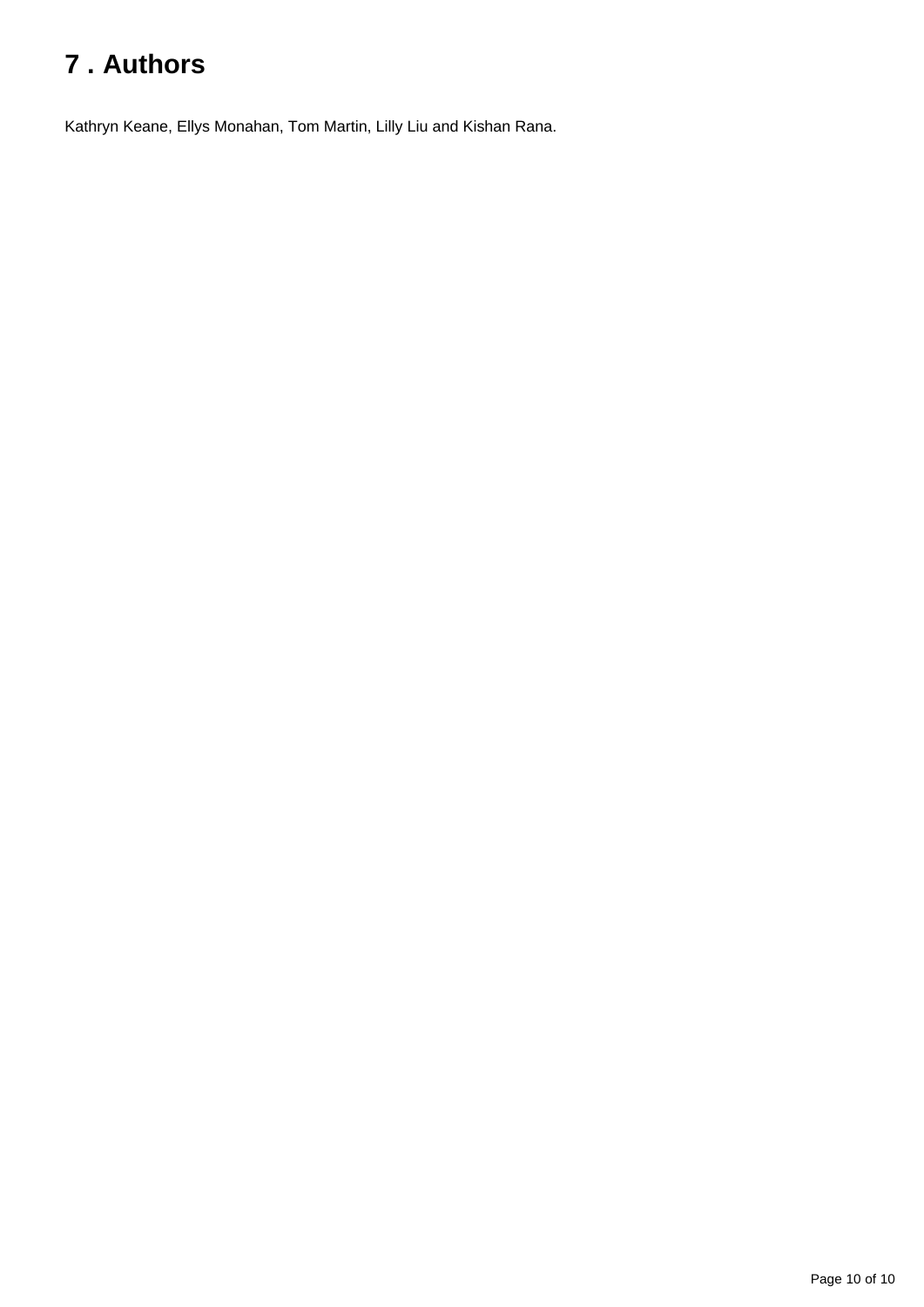# 7 . Authors

Kathryn Keane, Ellys Monahan, Tom Martin, Lilly Liu and Kishan Rana.